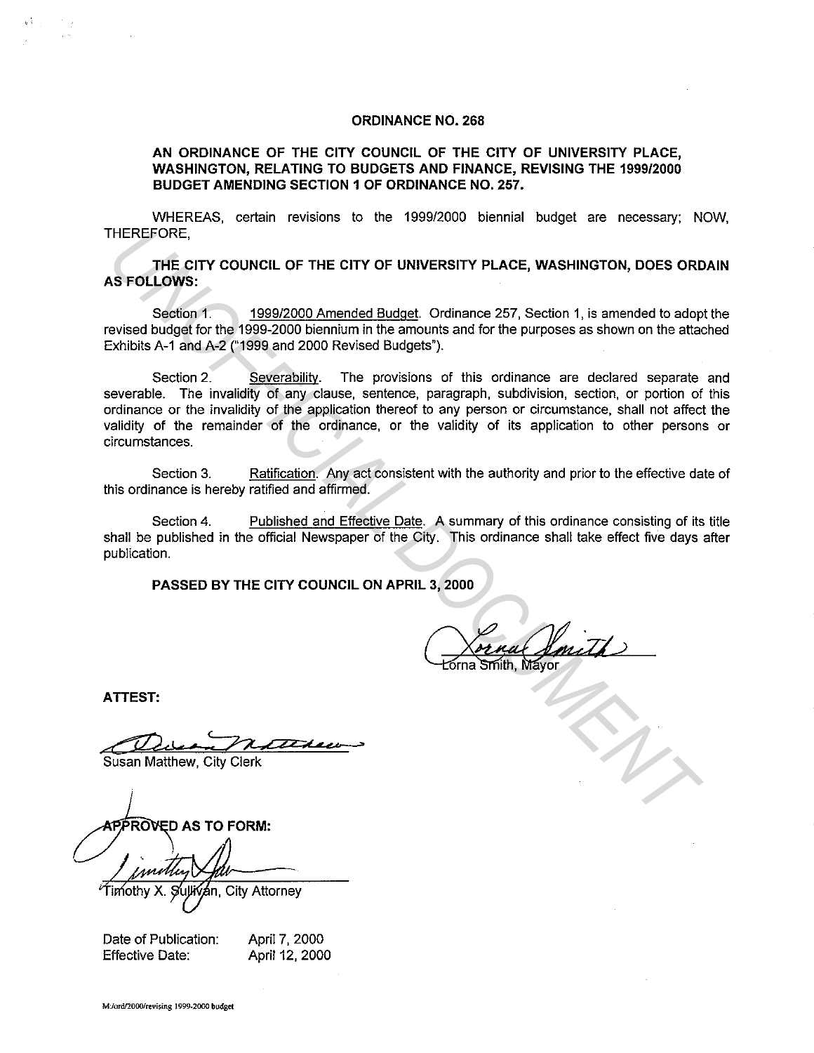# ORDINANCE NO. 268

## AN ORDINANCE OF THE CITY COUNCIL OF THE CITY OF UNIVERSITY PLACE, WASHINGTON, RELATING TO BUDGETS AND FINANCE, REVISING THE 1999/2000 BUDGET AMENDING SECTION 1 OF ORDINANCE NO. 257.

WHEREAS, certain revisions to the 1999/2000 biennial budget are necessary; NOW, THEREFORE,

**THE CITY COUNCIL OF THE CITY OF UNIVERSITY PLACE, WASHINGTON, DOES ORDAIN AS FOLLOWS:**

Section 1. 1999/2000 Amended Budget. Ordinance 257, Section 1, is amended to adopt the revised budget for the 1999-2000 biennium in the amounts and for the purposes as shown on the attached Exhibits A-1 and A-2 ("1999 and 2000 Revised Budgets").

Section 2. Severability. The provisions of this ordinance are declared separate and severable. The invalidity of any clause, sentence, paragraph, subdivision, section, or portion of this ordinance or the invalidity of the application thereof to any person or circumstance, shall not affect the validity of the remainder of the ordinance, or the validity of its application to other persons or circumstances.

Section 3. Ratification. Any act consistent with the authority and prior to the effective date of this ordinance is hereby ratified and affirmed.

Section 4. Published and Effective Date. A summary of this ordinance consisting of its title shall be published in the official Newspaper of the City. This ordinance shall take effect five days after publication.

**PASSED BY THE CITY COUNCIL ON APRIL 3, 2000**

Lorna Smith, Mayor

**ATTEST:**

Susan Matthew, City Clerk

**APPROVED AS TO FORM:**

Timothy X. Sullivan, City Attorney

Date of Publication: April 7, 2000
Effective Date: April 12, 2000

M:/ord/2000/revising 1999-2000 budget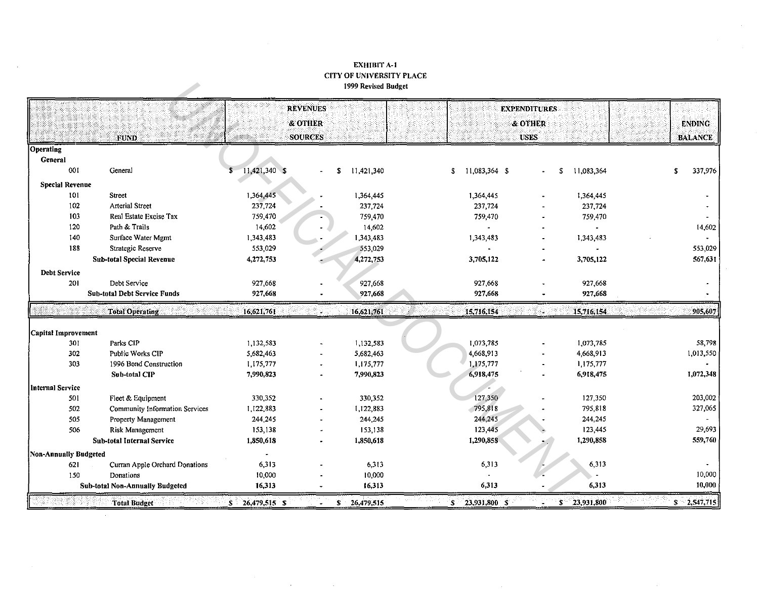EXHIBIT A-1
CITY OF UNIVERSITY PLACE
1999 Revised Budget

| | FUND | REVENUES & OTHER SOURCES | | | EXPENDITURES & OTHER USES | | | ENDING BALANCE |
|---|---|---|---|---|---|---|---|---|
| **Operating** | | | | | | | | |
| **General** | | | | | | | | |
| 001 | General | $ 11,421,340 | $ - | $ 11,421,340 | $ 11,083,364 | $ - | $ 11,083,364 | $ 337,976 |
| **Special Revenue** | | | | | | | | |
| 101 | Street | 1,364,445 | - | 1,364,445 | 1,364,445 | - | 1,364,445 | - |
| 102 | Arterial Street | 237,724 | - | 237,724 | 237,724 | - | 237,724 | - |
| 103 | Real Estate Excise Tax | 759,470 | - | 759,470 | 759,470 | - | 759,470 | - |
| 120 | Path & Trails | 14,602 | - | 14,602 | - | - | - | 14,602 |
| 140 | Surface Water Mgmt | 1,343,483 | - | 1,343,483 | 1,343,483 | - | 1,343,483 | - |
| 188 | Strategic Reserve | 553,029 | - | 553,029 | - | - | - | 553,029 |
| | **Sub-total Special Revenue** | **4,272,753** | **-** | **4,272,753** | **3,705,122** | **-** | **3,705,122** | **567,631** |
| **Debt Service** | | | | | | | | |
| 201 | Debt Service | 927,668 | - | 927,668 | 927,668 | - | 927,668 | - |
| | **Sub-total Debt Service Funds** | **927,668** | **-** | **927,668** | **927,668** | **-** | **927,668** | **-** |
| | **Total Operating** | **16,621,761** | **-** | **16,621,761** | **15,716,154** | **-** | **15,716,154** | **905,607** |
| **Capital Improvement** | | | | | | | | |
| 301 | Parks CIP | 1,132,583 | - | 1,132,583 | 1,073,785 | - | 1,073,785 | 58,798 |
| 302 | Public Works CIP | 5,682,463 | - | 5,682,463 | 4,668,913 | - | 4,668,913 | 1,013,550 |
| 303 | 1996 Bond Construction | 1,175,777 | - | 1,175,777 | 1,175,777 | - | 1,175,777 | - |
| | **Sub-total CIP** | **7,990,823** | **-** | **7,990,823** | **6,918,475** | **-** | **6,918,475** | **1,072,348** |
| **Internal Service** | | | | | | | | |
| 501 | Fleet & Equipment | 330,352 | - | 330,352 | 127,350 | - | 127,350 | 203,002 |
| 502 | Community Information Services | 1,122,883 | - | 1,122,883 | 795,818 | - | 795,818 | 327,065 |
| 505 | Property Management | 244,245 | - | 244,245 | 244,245 | - | 244,245 | - |
| 506 | Risk Management | 153,138 | - | 153,138 | 123,445 | - | 123,445 | 29,693 |
| | **Sub-total Internal Service** | **1,850,618** | **-** | **1,850,618** | **1,290,858** | **-** | **1,290,858** | **559,760** |
| **Non-Annually Budgeted** | | | | | | | | |
| 621 | Curran Apple Orchard Donations | 6,313 | - | 6,313 | 6,313 | - | 6,313 | - |
| 150 | Donations | 10,000 | - | 10,000 | - | - | - | 10,000 |
| | **Sub-total Non-Annually Budgeted** | **16,313** | **-** | **16,313** | **6,313** | **-** | **6,313** | **10,000** |
| | **Total Budget** | **$ 26,479,515** | **$ -** | **$ 26,479,515** | **$ 23,931,800** | **$ -** | **$ 23,931,800** | **$ 2,547,715** |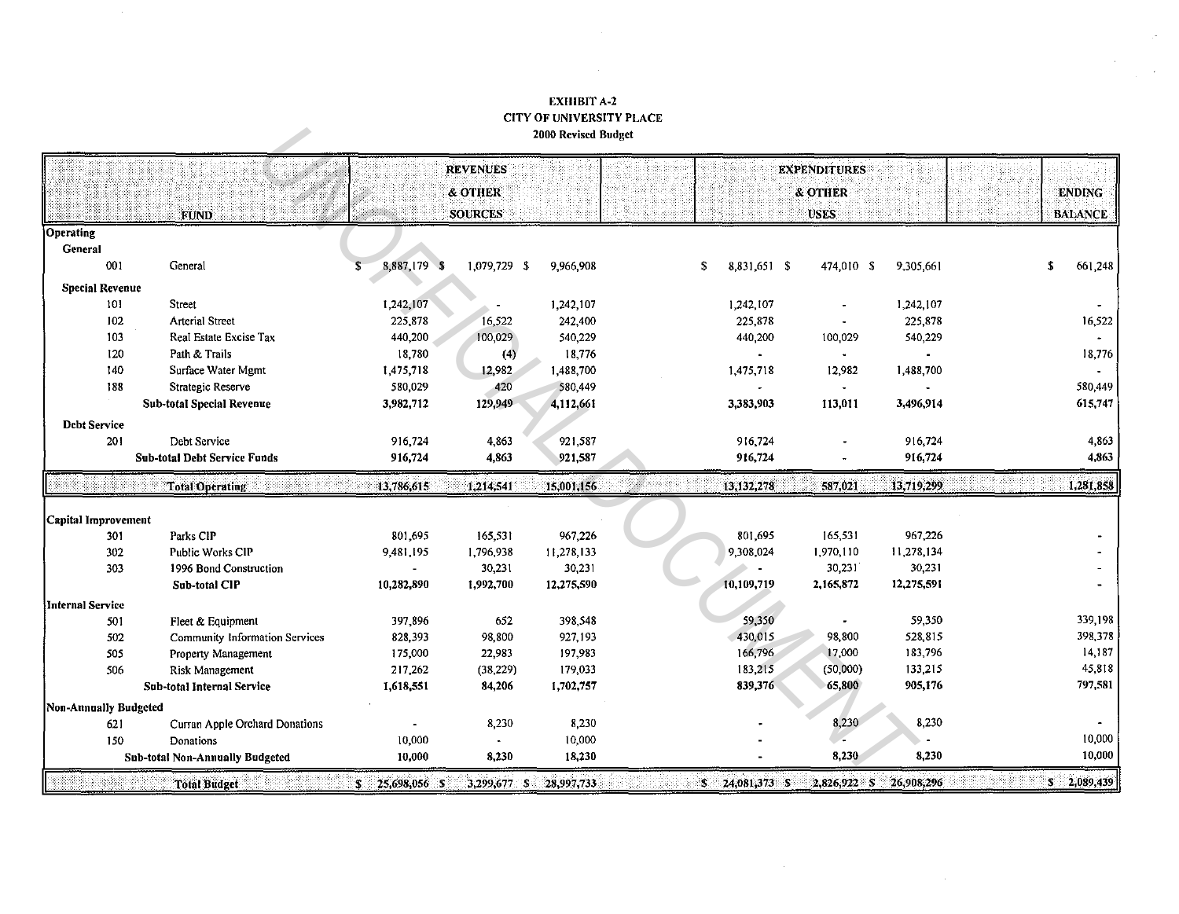**EXHIBIT A-2**
**CITY OF UNIVERSITY PLACE**
**2000 Revised Budget**

| FUND | | REVENUES & OTHER SOURCES | | | EXPENDITURES & OTHER USES | | | ENDING BALANCE |
|---|---|---|---|---|---|---|---|---|
| **Operating** | | | | | | | | |
| **General** | | | | | | | | |
| 001 | General | $ 8,887,179 | $ 1,079,729 | $ 9,966,908 | $ 8,831,651 | $ 474,010 | $ 9,305,661 | $ 661,248 |
| **Special Revenue** | | | | | | | | |
| 101 | Street | 1,242,107 | - | 1,242,107 | 1,242,107 | - | 1,242,107 | - |
| 102 | Arterial Street | 225,878 | 16,522 | 242,400 | 225,878 | - | 225,878 | 16,522 |
| 103 | Real Estate Excise Tax | 440,200 | 100,029 | 540,229 | 440,200 | 100,029 | 540,229 | - |
| 120 | Path & Trails | 18,780 | (4) | 18,776 | - | - | - | 18,776 |
| 140 | Surface Water Mgmt | 1,475,718 | 12,982 | 1,488,700 | 1,475,718 | 12,982 | 1,488,700 | - |
| 188 | Strategic Reserve | 580,029 | 420 | 580,449 | - | - | - | 580,449 |
| | **Sub-total Special Revenue** | **3,982,712** | **129,949** | **4,112,661** | **3,383,903** | **113,011** | **3,496,914** | **615,747** |
| **Debt Service** | | | | | | | | |
| 201 | Debt Service | 916,724 | 4,863 | 921,587 | 916,724 | - | 916,724 | 4,863 |
| | **Sub-total Debt Service Funds** | **916,724** | **4,863** | **921,587** | **916,724** | **-** | **916,724** | **4,863** |
| | **Total Operating** | **13,786,615** | **1,214,541** | **15,001,156** | **13,132,278** | **587,021** | **13,719,299** | **1,281,858** |
| **Capital Improvement** | | | | | | | | |
| 301 | Parks CIP | 801,695 | 165,531 | 967,226 | 801,695 | 165,531 | 967,226 | - |
| 302 | Public Works CIP | 9,481,195 | 1,796,938 | 11,278,133 | 9,308,024 | 1,970,110 | 11,278,134 | - |
| 303 | 1996 Bond Construction | - | 30,231 | 30,231 | - | 30,231 | 30,231 | - |
| | **Sub-total CIP** | **10,282,890** | **1,992,700** | **12,275,590** | **10,109,719** | **2,165,872** | **12,275,591** | **-** |
| **Internal Service** | | | | | | | | |
| 501 | Fleet & Equipment | 397,896 | 652 | 398,548 | 59,350 | - | 59,350 | 339,198 |
| 502 | Community Information Services | 828,393 | 98,800 | 927,193 | 430,015 | 98,800 | 528,815 | 398,378 |
| 505 | Property Management | 175,000 | 22,983 | 197,983 | 166,796 | 17,000 | 183,796 | 14,187 |
| 506 | Risk Management | 217,262 | (38,229) | 179,033 | 183,215 | (50,000) | 133,215 | 45,818 |
| | **Sub-total Internal Service** | **1,618,551** | **84,206** | **1,702,757** | **839,376** | **65,800** | **905,176** | **797,581** |
| **Non-Annually Budgeted** | | | | | | | | |
| 621 | Curran Apple Orchard Donations | - | 8,230 | 8,230 | - | 8,230 | 8,230 | - |
| 150 | Donations | 10,000 | - | 10,000 | - | - | - | 10,000 |
| | **Sub-total Non-Annually Budgeted** | **10,000** | **8,230** | **18,230** | **-** | **8,230** | **8,230** | **10,000** |
| | **Total Budget** | **$ 25,698,056** | **$ 3,299,677** | **$ 28,997,733** | **$ 24,081,373** | **$ 2,826,922** | **$ 26,908,296** | **$ 2,089,439** |

UNOFFICIAL DOCUMENT